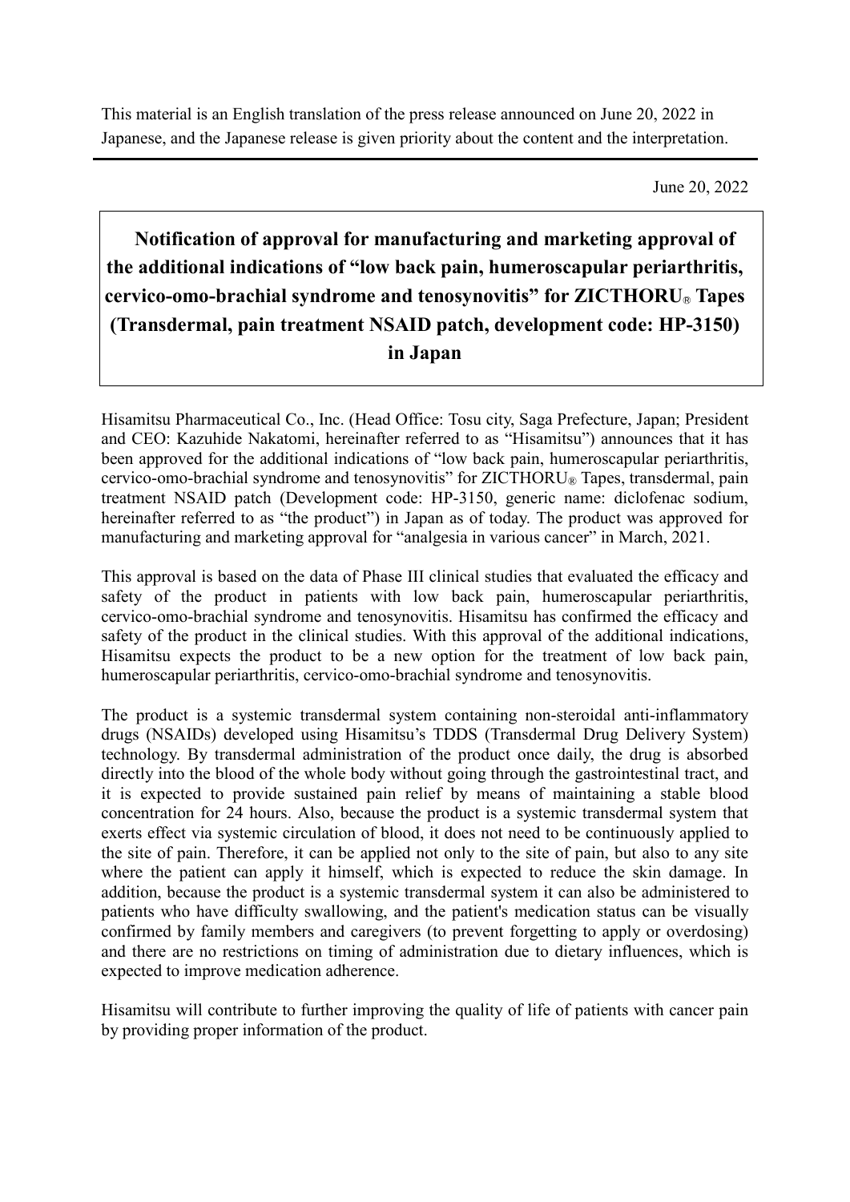This material is an English translation of the press release announced on June 20, 2022 in Japanese, and the Japanese release is given priority about the content and the interpretation.

June 20, 2022

# Notification of approval for manufacturing and marketing approval of the additional indications of "low back pain, humeroscapular periarthritis, cervico-omo-brachial syndrome and tenosynovitis" for ZICTHORU® Tapes (Transdermal, pain treatment NSAID patch, development code: HP-3150) in Japan

Hisamitsu Pharmaceutical Co., Inc. (Head Office: Tosu city, Saga Prefecture, Japan; President and CEO: Kazuhide Nakatomi, hereinafter referred to as "Hisamitsu") announces that it has been approved for the additional indications of "low back pain, humeroscapular periarthritis, cervico-omo-brachial syndrome and tenosynovitis" for ZICTHORU® Tapes, transdermal, pain treatment NSAID patch (Development code: HP-3150, generic name: diclofenac sodium, hereinafter referred to as "the product") in Japan as of today. The product was approved for manufacturing and marketing approval for "analgesia in various cancer" in March, 2021.

This approval is based on the data of Phase III clinical studies that evaluated the efficacy and safety of the product in patients with low back pain, humeroscapular periarthritis, cervico-omo-brachial syndrome and tenosynovitis. Hisamitsu has confirmed the efficacy and safety of the product in the clinical studies. With this approval of the additional indications, Hisamitsu expects the product to be a new option for the treatment of low back pain, humeroscapular periarthritis, cervico-omo-brachial syndrome and tenosynovitis.

The product is a systemic transdermal system containing non-steroidal anti-inflammatory drugs (NSAIDs) developed using Hisamitsu's TDDS (Transdermal Drug Delivery System) technology. By transdermal administration of the product once daily, the drug is absorbed directly into the blood of the whole body without going through the gastrointestinal tract, and it is expected to provide sustained pain relief by means of maintaining a stable blood concentration for 24 hours. Also, because the product is a systemic transdermal system that exerts effect via systemic circulation of blood, it does not need to be continuously applied to the site of pain. Therefore, it can be applied not only to the site of pain, but also to any site where the patient can apply it himself, which is expected to reduce the skin damage. In addition, because the product is a systemic transdermal system it can also be administered to patients who have difficulty swallowing, and the patient's medication status can be visually confirmed by family members and caregivers (to prevent forgetting to apply or overdosing) and there are no restrictions on timing of administration due to dietary influences, which is expected to improve medication adherence.

Hisamitsu will contribute to further improving the quality of life of patients with cancer pain by providing proper information of the product.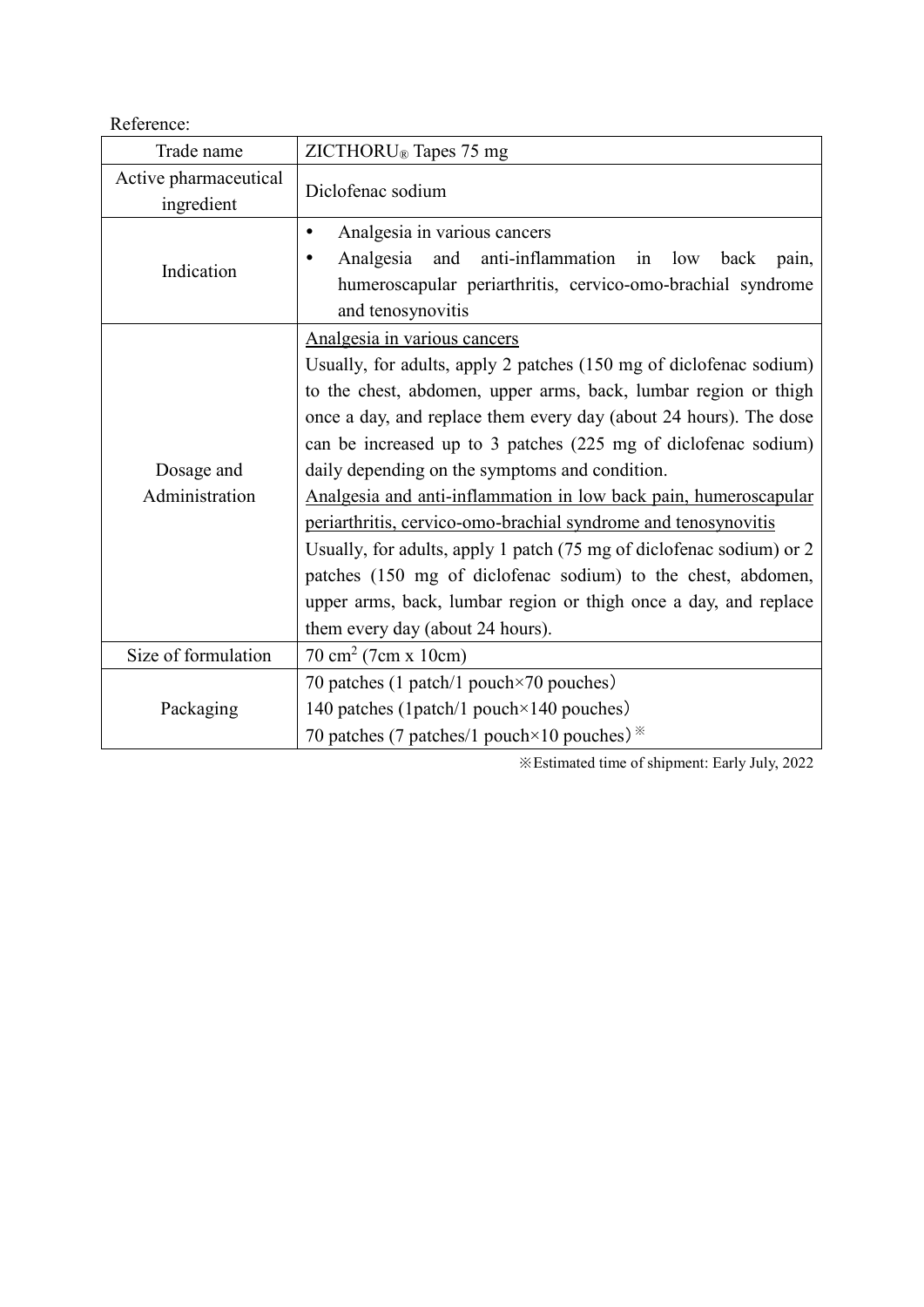Reference:

| | |
|---|---|
| Trade name | ZICTHORU® Tapes 75 mg |
| Active pharmaceutical ingredient | Diclofenac sodium |
| Indication | • Analgesia in various cancers<br>• Analgesia and anti-inflammation in low back pain, humeroscapular periarthritis, cervico-omo-brachial syndrome and tenosynovitis |
| Dosage and Administration | Analgesia in various cancers<br>Usually, for adults, apply 2 patches (150 mg of diclofenac sodium) to the chest, abdomen, upper arms, back, lumbar region or thigh once a day, and replace them every day (about 24 hours). The dose can be increased up to 3 patches (225 mg of diclofenac sodium) daily depending on the symptoms and condition.<br>Analgesia and anti-inflammation in low back pain, humeroscapular periarthritis, cervico-omo-brachial syndrome and tenosynovitis<br>Usually, for adults, apply 1 patch (75 mg of diclofenac sodium) or 2 patches (150 mg of diclofenac sodium) to the chest, abdomen, upper arms, back, lumbar region or thigh once a day, and replace them every day (about 24 hours). |
| Size of formulation | 70 $cm^2$ (7cm x 10cm) |
| Packaging | 70 patches (1 patch/1 pouch×70 pouches)<br>140 patches (1patch/1 pouch×140 pouches)<br>70 patches (7 patches/1 pouch×10 pouches)※ |

※Estimated time of shipment: Early July, 2022